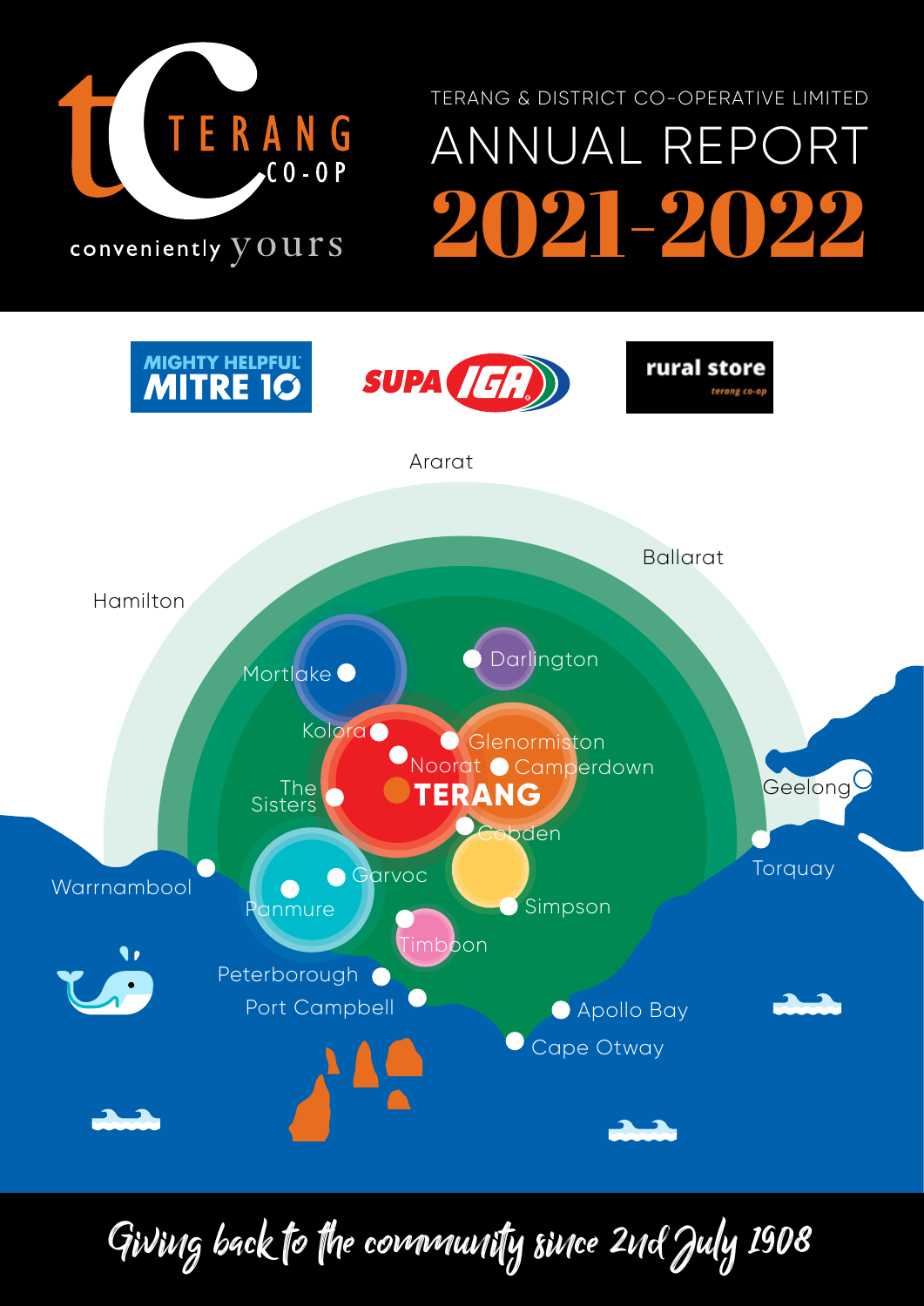TERANG CO-OP

conveniently yours

TERANG & DISTRICT CO-OPERATIVE LIMITED

# ANNUAL REPORT 2021-2022

MIGHTY HELPFUL MITRE 10

SUPA IGA

rural store terang co-op

Ararat

Ballarat

Hamilton

Mortlake

Darlington

Kolora

Glenormiston

Noorat

Camperdown

The Sisters

TERANG

Geelong

Cobden

Torquay

Warrnambool

Garvoc

Panmure

Simpson

Timboon

Peterborough

Port Campbell

Apollo Bay

Cape Otway

*Giving back to the community since 2nd July 1908*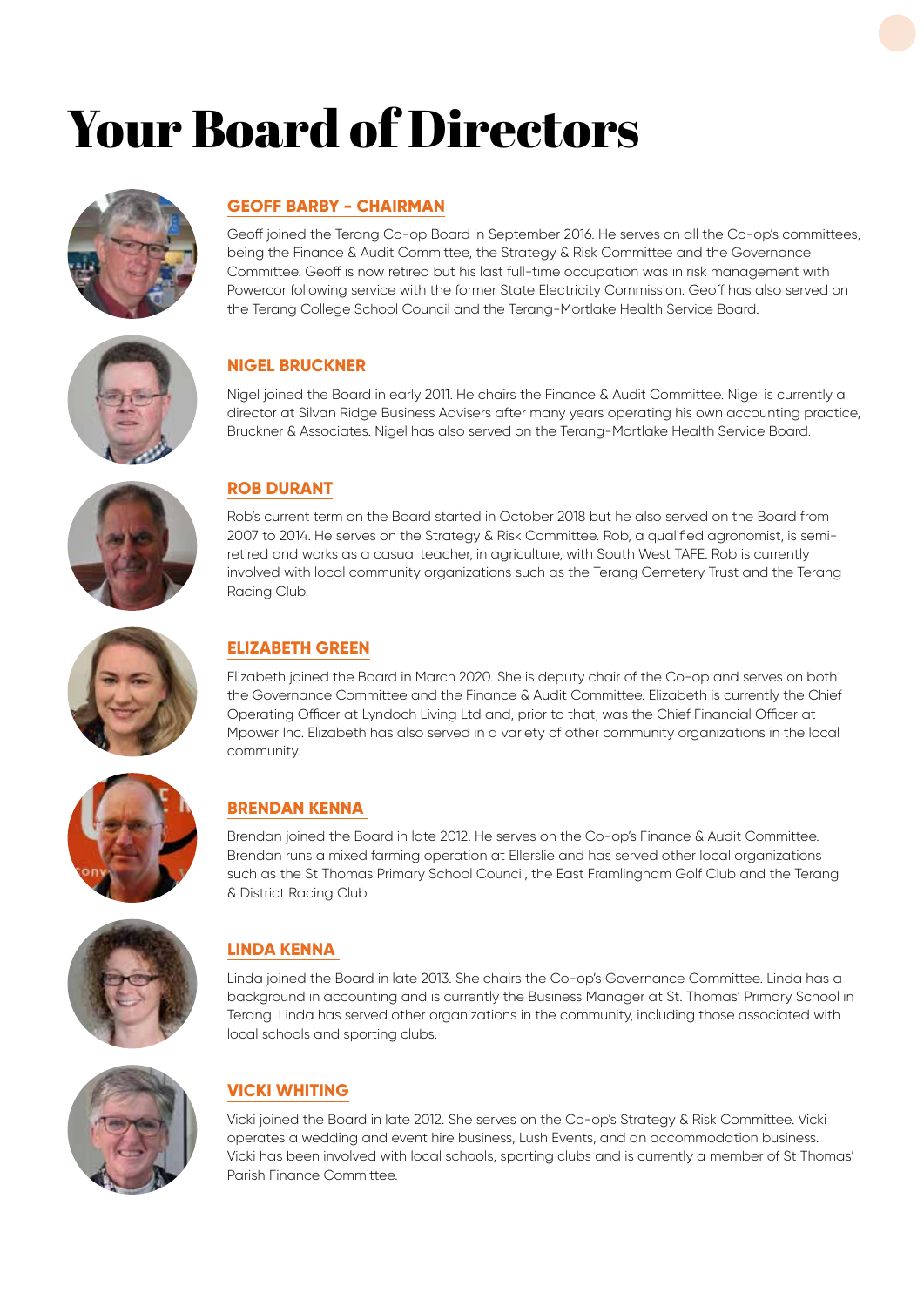# Your Board of Directors

## GEOFF BARBY - CHAIRMAN

Geoff joined the Terang Co-op Board in September 2016. He serves on all the Co-op's committees, being the Finance & Audit Committee, the Strategy & Risk Committee and the Governance Committee. Geoff is now retired but his last full-time occupation was in risk management with Powercor following service with the former State Electricity Commission. Geoff has also served on the Terang College School Council and the Terang-Mortlake Health Service Board.

## NIGEL BRUCKNER

Nigel joined the Board in early 2011. He chairs the Finance & Audit Committee. Nigel is currently a director at Silvan Ridge Business Advisers after many years operating his own accounting practice, Bruckner & Associates. Nigel has also served on the Terang-Mortlake Health Service Board.

## ROB DURANT

Rob's current term on the Board started in October 2018 but he also served on the Board from 2007 to 2014. He serves on the Strategy & Risk Committee. Rob, a qualified agronomist, is semi-retired and works as a casual teacher, in agriculture, with South West TAFE. Rob is currently involved with local community organizations such as the Terang Cemetery Trust and the Terang Racing Club.

## ELIZABETH GREEN

Elizabeth joined the Board in March 2020. She is deputy chair of the Co-op and serves on both the Governance Committee and the Finance & Audit Committee. Elizabeth is currently the Chief Operating Officer at Lyndoch Living Ltd and, prior to that, was the Chief Financial Officer at Mpower Inc. Elizabeth has also served in a variety of other community organizations in the local community.

## BRENDAN KENNA

Brendan joined the Board in late 2012. He serves on the Co-op's Finance & Audit Committee. Brendan runs a mixed farming operation at Ellerslie and has served other local organizations such as the St Thomas Primary School Council, the East Framlingham Golf Club and the Terang & District Racing Club.

## LINDA KENNA

Linda joined the Board in late 2013. She chairs the Co-op's Governance Committee. Linda has a background in accounting and is currently the Business Manager at St. Thomas' Primary School in Terang. Linda has served other organizations in the community, including those associated with local schools and sporting clubs.

## VICKI WHITING

Vicki joined the Board in late 2012. She serves on the Co-op's Strategy & Risk Committee. Vicki operates a wedding and event hire business, Lush Events, and an accommodation business. Vicki has been involved with local schools, sporting clubs and is currently a member of St Thomas' Parish Finance Committee.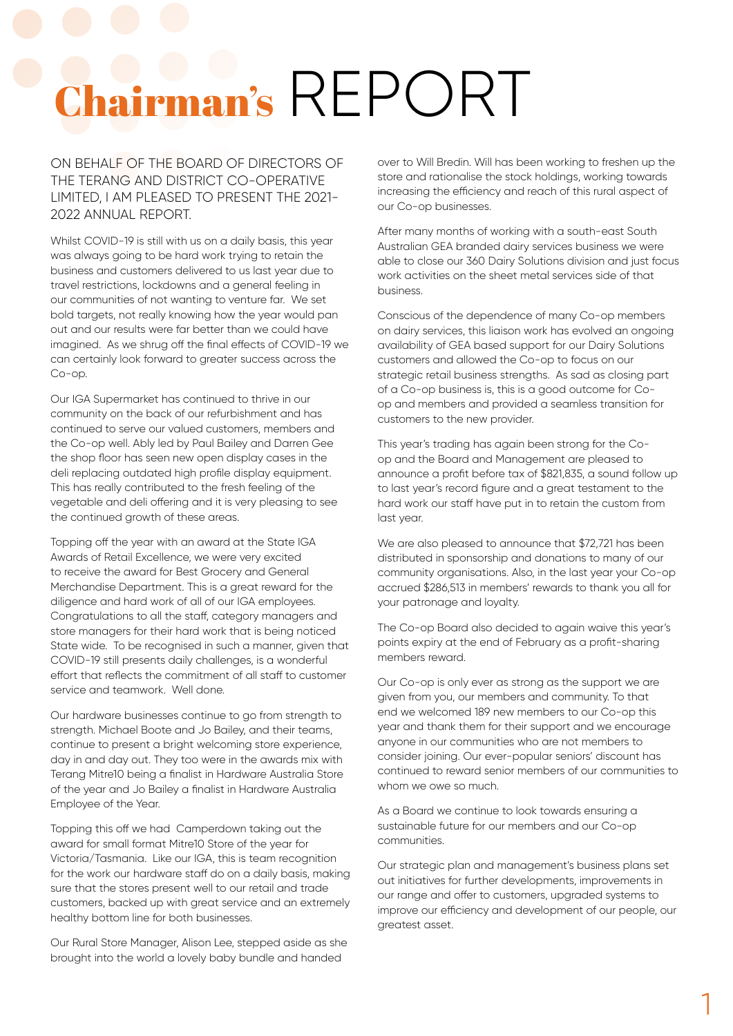# Chairman's REPORT

ON BEHALF OF THE BOARD OF DIRECTORS OF THE TERANG AND DISTRICT CO-OPERATIVE LIMITED, I AM PLEASED TO PRESENT THE 2021-2022 ANNUAL REPORT.

Whilst COVID-19 is still with us on a daily basis, this year was always going to be hard work trying to retain the business and customers delivered to us last year due to travel restrictions, lockdowns and a general feeling in our communities of not wanting to venture far. We set bold targets, not really knowing how the year would pan out and our results were far better than we could have imagined. As we shrug off the final effects of COVID-19 we can certainly look forward to greater success across the Co-op.

Our IGA Supermarket has continued to thrive in our community on the back of our refurbishment and has continued to serve our valued customers, members and the Co-op well. Ably led by Paul Bailey and Darren Gee the shop floor has seen new open display cases in the deli replacing outdated high profile display equipment. This has really contributed to the fresh feeling of the vegetable and deli offering and it is very pleasing to see the continued growth of these areas.

Topping off the year with an award at the State IGA Awards of Retail Excellence, we were very excited to receive the award for Best Grocery and General Merchandise Department. This is a great reward for the diligence and hard work of all of our IGA employees. Congratulations to all the staff, category managers and store managers for their hard work that is being noticed State wide. To be recognised in such a manner, given that COVID-19 still presents daily challenges, is a wonderful effort that reflects the commitment of all staff to customer service and teamwork. Well done.

Our hardware businesses continue to go from strength to strength. Michael Boote and Jo Bailey, and their teams, continue to present a bright welcoming store experience, day in and day out. They too were in the awards mix with Terang Mitre10 being a finalist in Hardware Australia Store of the year and Jo Bailey a finalist in Hardware Australia Employee of the Year.

Topping this off we had Camperdown taking out the award for small format Mitre10 Store of the year for Victoria/Tasmania. Like our IGA, this is team recognition for the work our hardware staff do on a daily basis, making sure that the stores present well to our retail and trade customers, backed up with great service and an extremely healthy bottom line for both businesses.

Our Rural Store Manager, Alison Lee, stepped aside as she brought into the world a lovely baby bundle and handed over to Will Bredin. Will has been working to freshen up the store and rationalise the stock holdings, working towards increasing the efficiency and reach of this rural aspect of our Co-op businesses.

After many months of working with a south-east South Australian GEA branded dairy services business we were able to close our 360 Dairy Solutions division and just focus work activities on the sheet metal services side of that business.

Conscious of the dependence of many Co-op members on dairy services, this liaison work has evolved an ongoing availability of GEA based support for our Dairy Solutions customers and allowed the Co-op to focus on our strategic retail business strengths. As sad as closing part of a Co-op business is, this is a good outcome for Co-op and members and provided a seamless transition for customers to the new provider.

This year's trading has again been strong for the Co-op and the Board and Management are pleased to announce a profit before tax of $821,835, a sound follow up to last year's record figure and a great testament to the hard work our staff have put in to retain the custom from last year.

We are also pleased to announce that $72,721 has been distributed in sponsorship and donations to many of our community organisations. Also, in the last year your Co-op accrued $286,513 in members' rewards to thank you all for your patronage and loyalty.

The Co-op Board also decided to again waive this year's points expiry at the end of February as a profit-sharing members reward.

Our Co-op is only ever as strong as the support we are given from you, our members and community. To that end we welcomed 189 new members to our Co-op this year and thank them for their support and we encourage anyone in our communities who are not members to consider joining. Our ever-popular seniors' discount has continued to reward senior members of our communities to whom we owe so much.

As a Board we continue to look towards ensuring a sustainable future for our members and our Co-op communities.

Our strategic plan and management's business plans set out initiatives for further developments, improvements in our range and offer to customers, upgraded systems to improve our efficiency and development of our people, our greatest asset.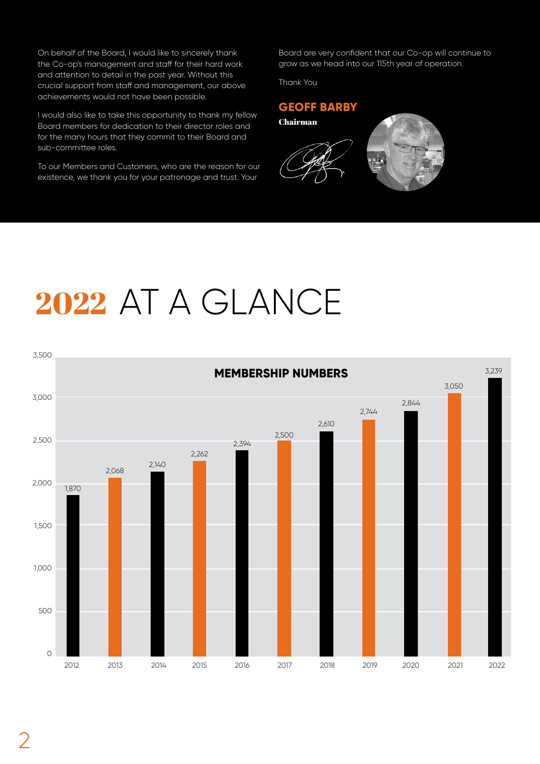On behalf of the Board, I would like to sincerely thank the Co-op's management and staff for their hard work and attention to detail in the past year. Without this crucial support from staff and management, our above achievements would not have been possible.

I would also like to take this opportunity to thank my fellow Board members for dedication to their director roles and for the many hours that they commit to their Board and sub-committee roles.

To our Members and Customers, who are the reason for our existence, we thank you for your patronage and trust. Your Board are very confident that our Co-op will continue to grow as we head into our 115th year of operation.

Thank You

**GEOFF BARBY**
**Chairman**

# 2022 AT A GLANCE

## MEMBERSHIP NUMBERS

| Year | Members |
|---|---|
| 2012 | 1,870 |
| 2013 | 2,068 |
| 2014 | 2,140 |
| 2015 | 2,262 |
| 2016 | 2,394 |
| 2017 | 2,500 |
| 2018 | 2,610 |
| 2019 | 2,744 |
| 2020 | 2,844 |
| 2021 | 3,050 |
| 2022 | 3,239 |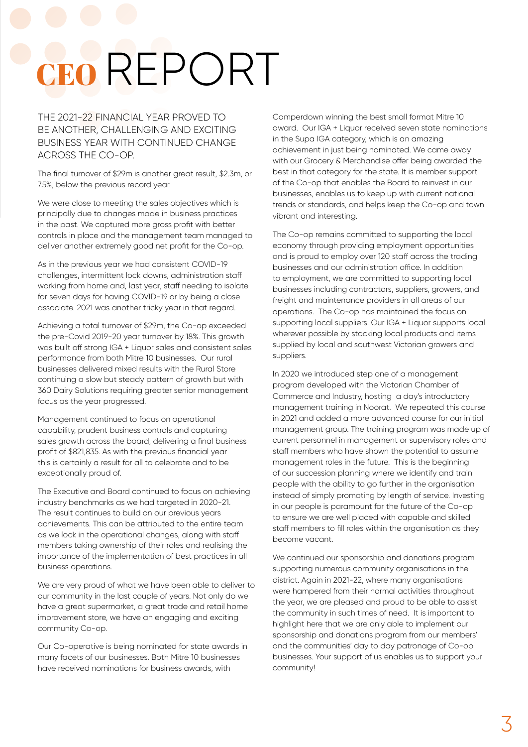# CEO REPORT

THE 2021-22 FINANCIAL YEAR PROVED TO BE ANOTHER, CHALLENGING AND EXCITING BUSINESS YEAR WITH CONTINUED CHANGE ACROSS THE CO-OP.

The final turnover of $29m is another great result, $2.3m, or 7.5%, below the previous record year.

We were close to meeting the sales objectives which is principally due to changes made in business practices in the past. We captured more gross profit with better controls in place and the management team managed to deliver another extremely good net profit for the Co-op.

As in the previous year we had consistent COVID-19 challenges, intermittent lock downs, administration staff working from home and, last year, staff needing to isolate for seven days for having COVID-19 or by being a close associate. 2021 was another tricky year in that regard.

Achieving a total turnover of $29m, the Co-op exceeded the pre-Covid 2019-20 year turnover by 18%. This growth was built off strong IGA + Liquor sales and consistent sales performance from both Mitre 10 businesses. Our rural businesses delivered mixed results with the Rural Store continuing a slow but steady pattern of growth but with 360 Dairy Solutions requiring greater senior management focus as the year progressed.

Management continued to focus on operational capability, prudent business controls and capturing sales growth across the board, delivering a final business profit of $821,835. As with the previous financial year this is certainly a result for all to celebrate and to be exceptionally proud of.

The Executive and Board continued to focus on achieving industry benchmarks as we had targeted in 2020-21. The result continues to build on our previous years achievements. This can be attributed to the entire team as we lock in the operational changes, along with staff members taking ownership of their roles and realising the importance of the implementation of best practices in all business operations.

We are very proud of what we have been able to deliver to our community in the last couple of years. Not only do we have a great supermarket, a great trade and retail home improvement store, we have an engaging and exciting community Co-op.

Our Co-operative is being nominated for state awards in many facets of our businesses. Both Mitre 10 businesses have received nominations for business awards, with Camperdown winning the best small format Mitre 10 award. Our IGA + Liquor received seven state nominations in the Supa IGA category, which is an amazing achievement in just being nominated. We came away with our Grocery & Merchandise offer being awarded the best in that category for the state. It is member support of the Co-op that enables the Board to reinvest in our businesses, enables us to keep up with current national trends or standards, and helps keep the Co-op and town vibrant and interesting.

The Co-op remains committed to supporting the local economy through providing employment opportunities and is proud to employ over 120 staff across the trading businesses and our administration office. In addition to employment, we are committed to supporting local businesses including contractors, suppliers, growers, and freight and maintenance providers in all areas of our operations. The Co-op has maintained the focus on supporting local suppliers. Our IGA + Liquor supports local wherever possible by stocking local products and items supplied by local and southwest Victorian growers and suppliers.

In 2020 we introduced step one of a management program developed with the Victorian Chamber of Commerce and Industry, hosting a day's introductory management training in Noorat. We repeated this course in 2021 and added a more advanced course for our initial management group. The training program was made up of current personnel in management or supervisory roles and staff members who have shown the potential to assume management roles in the future. This is the beginning of our succession planning where we identify and train people with the ability to go further in the organisation instead of simply promoting by length of service. Investing in our people is paramount for the future of the Co-op to ensure we are well placed with capable and skilled staff members to fill roles within the organisation as they become vacant.

We continued our sponsorship and donations program supporting numerous community organisations in the district. Again in 2021-22, where many organisations were hampered from their normal activities throughout the year, we are pleased and proud to be able to assist the community in such times of need. It is important to highlight here that we are only able to implement our sponsorship and donations program from our members' and the communities' day to day patronage of Co-op businesses. Your support of us enables us to support your community!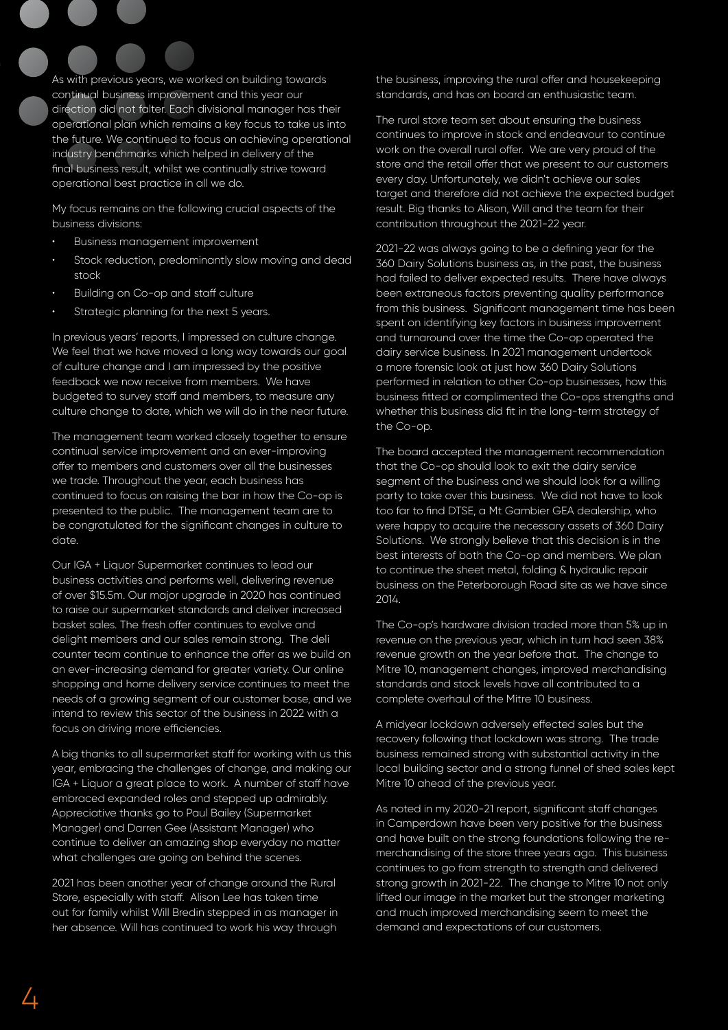As with previous years, we worked on building towards continual business improvement and this year our direction did not falter. Each divisional manager has their operational plan which remains a key focus to take us into the future. We continued to focus on achieving operational industry benchmarks which helped in delivery of the final business result, whilst we continually strive toward operational best practice in all we do.

My focus remains on the following crucial aspects of the business divisions:

- Business management improvement
- Stock reduction, predominantly slow moving and dead stock
- Building on Co-op and staff culture
- Strategic planning for the next 5 years.

In previous years' reports, I impressed on culture change. We feel that we have moved a long way towards our goal of culture change and I am impressed by the positive feedback we now receive from members. We have budgeted to survey staff and members, to measure any culture change to date, which we will do in the near future.

The management team worked closely together to ensure continual service improvement and an ever-improving offer to members and customers over all the businesses we trade. Throughout the year, each business has continued to focus on raising the bar in how the Co-op is presented to the public. The management team are to be congratulated for the significant changes in culture to date.

Our IGA + Liquor Supermarket continues to lead our business activities and performs well, delivering revenue of over $15.5m. Our major upgrade in 2020 has continued to raise our supermarket standards and deliver increased basket sales. The fresh offer continues to evolve and delight members and our sales remain strong. The deli counter team continue to enhance the offer as we build on an ever-increasing demand for greater variety. Our online shopping and home delivery service continues to meet the needs of a growing segment of our customer base, and we intend to review this sector of the business in 2022 with a focus on driving more efficiencies.

A big thanks to all supermarket staff for working with us this year, embracing the challenges of change, and making our IGA + Liquor a great place to work. A number of staff have embraced expanded roles and stepped up admirably. Appreciative thanks go to Paul Bailey (Supermarket Manager) and Darren Gee (Assistant Manager) who continue to deliver an amazing shop everyday no matter what challenges are going on behind the scenes.

2021 has been another year of change around the Rural Store, especially with staff. Alison Lee has taken time out for family whilst Will Bredin stepped in as manager in her absence. Will has continued to work his way through the business, improving the rural offer and housekeeping standards, and has on board an enthusiastic team.

The rural store team set about ensuring the business continues to improve in stock and endeavour to continue work on the overall rural offer. We are very proud of the store and the retail offer that we present to our customers every day. Unfortunately, we didn't achieve our sales target and therefore did not achieve the expected budget result. Big thanks to Alison, Will and the team for their contribution throughout the 2021-22 year.

2021-22 was always going to be a defining year for the 360 Dairy Solutions business as, in the past, the business had failed to deliver expected results. There have always been extraneous factors preventing quality performance from this business. Significant management time has been spent on identifying key factors in business improvement and turnaround over the time the Co-op operated the dairy service business. In 2021 management undertook a more forensic look at just how 360 Dairy Solutions performed in relation to other Co-op businesses, how this business fitted or complimented the Co-ops strengths and whether this business did fit in the long-term strategy of the Co-op.

The board accepted the management recommendation that the Co-op should look to exit the dairy service segment of the business and we should look for a willing party to take over this business. We did not have to look too far to find DTSE, a Mt Gambier GEA dealership, who were happy to acquire the necessary assets of 360 Dairy Solutions. We strongly believe that this decision is in the best interests of both the Co-op and members. We plan to continue the sheet metal, folding & hydraulic repair business on the Peterborough Road site as we have since 2014.

The Co-op's hardware division traded more than 5% up in revenue on the previous year, which in turn had seen 38% revenue growth on the year before that. The change to Mitre 10, management changes, improved merchandising standards and stock levels have all contributed to a complete overhaul of the Mitre 10 business.

A midyear lockdown adversely effected sales but the recovery following that lockdown was strong. The trade business remained strong with substantial activity in the local building sector and a strong funnel of shed sales kept Mitre 10 ahead of the previous year.

As noted in my 2020-21 report, significant staff changes in Camperdown have been very positive for the business and have built on the strong foundations following the re-merchandising of the store three years ago. This business continues to go from strength to strength and delivered strong growth in 2021-22. The change to Mitre 10 not only lifted our image in the market but the stronger marketing and much improved merchandising seem to meet the demand and expectations of our customers.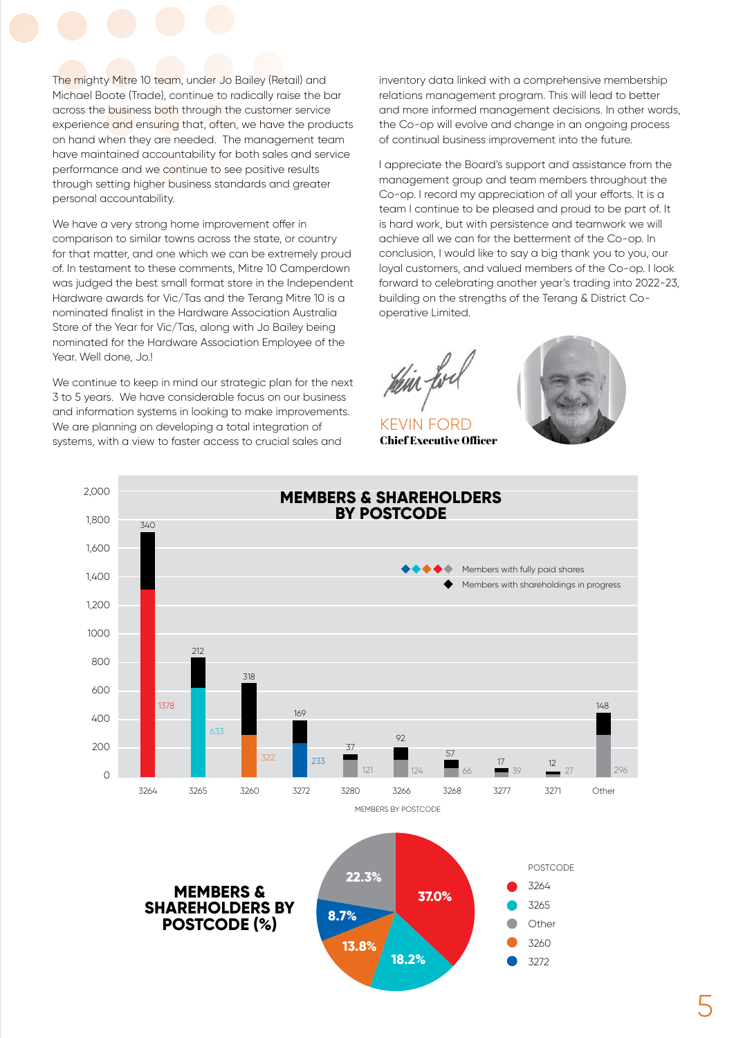The mighty Mitre 10 team, under Jo Bailey (Retail) and Michael Boote (Trade), continue to radically raise the bar across the business both through the customer service experience and ensuring that, often, we have the products on hand when they are needed. The management team have maintained accountability for both sales and service performance and we continue to see positive results through setting higher business standards and greater personal accountability.

We have a very strong home improvement offer in comparison to similar towns across the state, or country for that matter, and one which we can be extremely proud of. In testament to these comments, Mitre 10 Camperdown was judged the best small format store in the Independent Hardware awards for Vic/Tas and the Terang Mitre 10 is a nominated finalist in the Hardware Association Australia Store of the Year for Vic/Tas, along with Jo Bailey being nominated for the Hardware Association Employee of the Year. Well done, Jo.!

We continue to keep in mind our strategic plan for the next 3 to 5 years. We have considerable focus on our business and information systems in looking to make improvements. We are planning on developing a total integration of systems, with a view to faster access to crucial sales and inventory data linked with a comprehensive membership relations management program. This will lead to better and more informed management decisions. In other words, the Co-op will evolve and change in an ongoing process of continual business improvement into the future.

I appreciate the Board's support and assistance from the management group and team members throughout the Co-op. I record my appreciation of all your efforts. It is a team I continue to be pleased and proud to be part of. It is hard work, but with persistence and teamwork we will achieve all we can for the betterment of the Co-op. In conclusion, I would like to say a big thank you to you, our loyal customers, and valued members of the Co-op. I look forward to celebrating another year's trading into 2022-23, building on the strengths of the Terang & District Co-operative Limited.

KEVIN FORD
**Chief Executive Officer**

## MEMBERS & SHAREHOLDERS BY POSTCODE

| Postcode | Members with fully paid shares | Members with shareholdings in progress |
|---|---|---|
| 3264 | 1378 | 340 |
| 3265 | 633 | 212 |
| 3260 | 322 | 318 |
| 3272 | 233 | 169 |
| 3280 | 121 | 37 |
| 3266 | 124 | 92 |
| 3268 | 66 | 57 |
| 3277 | 39 | 17 |
| 3271 | 27 | 12 |
| Other | 296 | 148 |

MEMBERS BY POSTCODE

## MEMBERS & SHAREHOLDERS BY POSTCODE (%)

| Postcode | % |
|---|---|
| 3264 | 37.0% |
| 3265 | 18.2% |
| Other | 22.3% |
| 3260 | 13.8% |
| 3272 | 8.7% |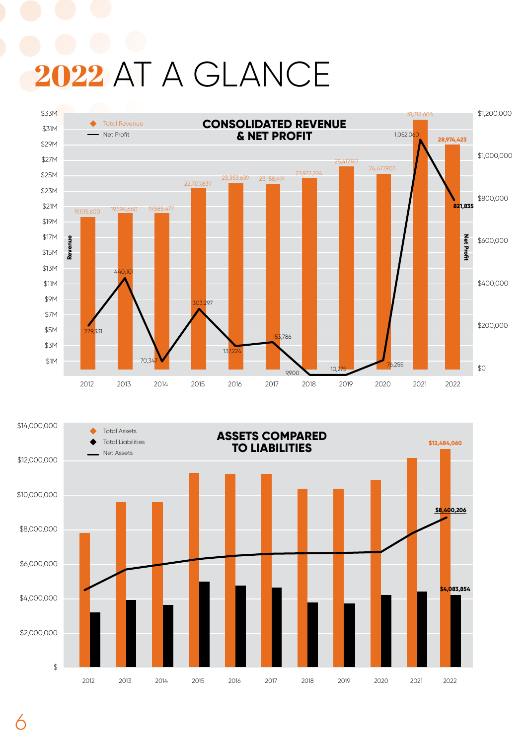# 2022 AT A GLANCE

## CONSOLIDATED REVENUE & NET PROFIT

| Year | Total Revenue | Net Profit |
|---|---|---|
| 2012 | 19,105,600 | 229,331 |
| 2013 | 19,594,660 | 440,101 |
| 2014 | 19,585,477 | 70,347 |
| 2015 | 22,709,839 | 303,297 |
| 2016 | 23,353,639 | 137,224 |
| 2017 | 23,158,491 | 153,786 |
| 2018 | 23,972,224 | 9,900 |
| 2019 | 25,417,817 | 10,275 |
| 2020 | 24,477,903 | 76,255 |
| 2021 | 31,312,603 | 1,052,060 |
| 2022 | 28,974,423 | 821,835 |

## ASSETS COMPARED TO LIABILITIES

| Year | Total Assets | Total Liabilities | Net Assets |
|---|---|---|---|
| 2022 | $12,484,060 | $4,083,854 | $8,400,206 |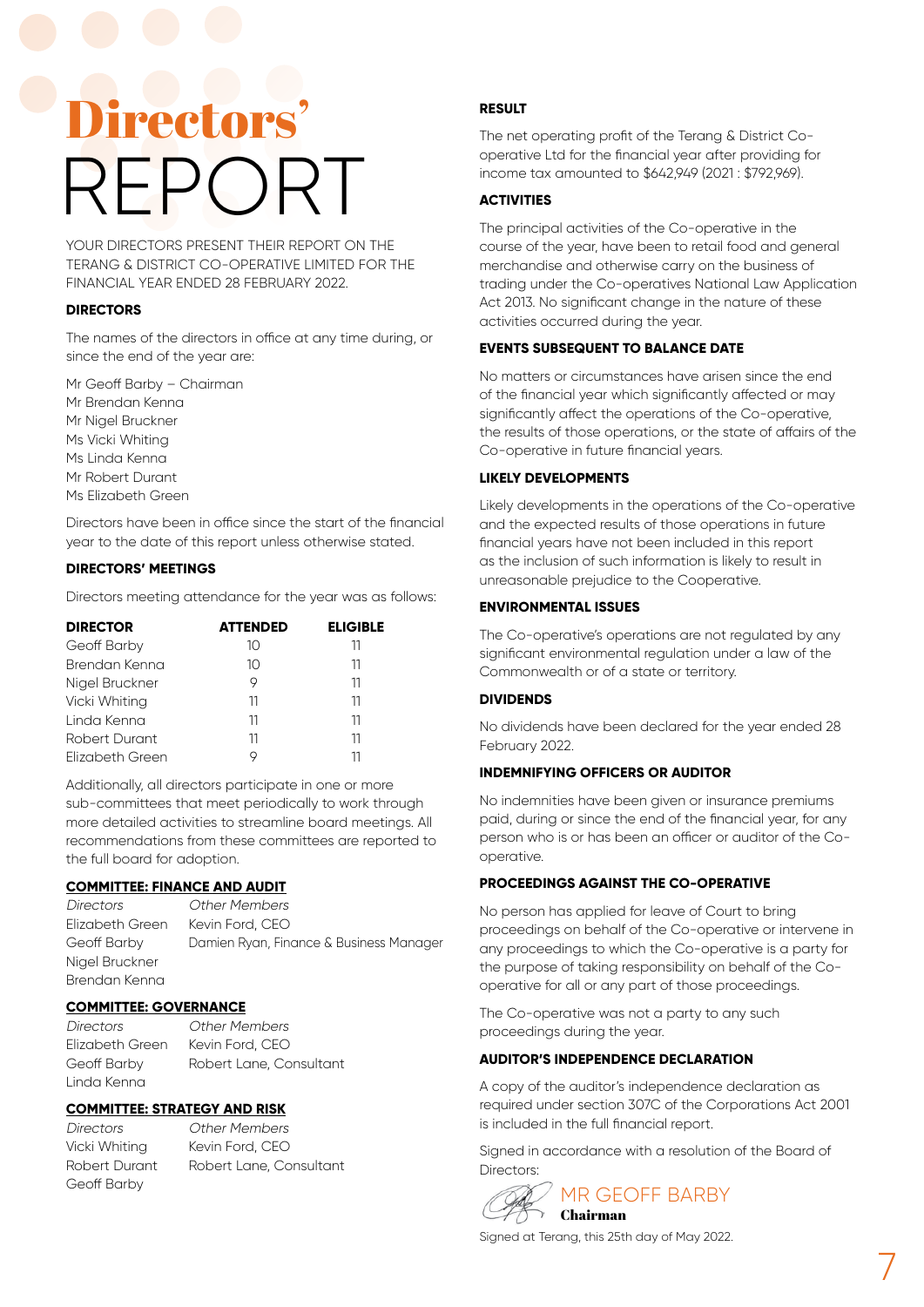# Directors' REPORT

YOUR DIRECTORS PRESENT THEIR REPORT ON THE TERANG & DISTRICT CO-OPERATIVE LIMITED FOR THE FINANCIAL YEAR ENDED 28 FEBRUARY 2022.

### DIRECTORS

The names of the directors in office at any time during, or since the end of the year are:

Mr Geoff Barby – Chairman
Mr Brendan Kenna
Mr Nigel Bruckner
Ms Vicki Whiting
Ms Linda Kenna
Mr Robert Durant
Ms Elizabeth Green

Directors have been in office since the start of the financial year to the date of this report unless otherwise stated.

### DIRECTORS' MEETINGS

Directors meeting attendance for the year was as follows:

| DIRECTOR | ATTENDED | ELIGIBLE |
|---|---|---|
| Geoff Barby | 10 | 11 |
| Brendan Kenna | 10 | 11 |
| Nigel Bruckner | 9 | 11 |
| Vicki Whiting | 11 | 11 |
| Linda Kenna | 11 | 11 |
| Robert Durant | 11 | 11 |
| Elizabeth Green | 9 | 11 |

Additionally, all directors participate in one or more sub-committees that meet periodically to work through more detailed activities to streamline board meetings. All recommendations from these committees are reported to the full board for adoption.

### COMMITTEE: FINANCE AND AUDIT

| *Directors* | *Other Members* |
|---|---|
| Elizabeth Green | Kevin Ford, CEO |
| Geoff Barby | Damien Ryan, Finance & Business Manager |
| Nigel Bruckner | |
| Brendan Kenna | |

### COMMITTEE: GOVERNANCE

| *Directors* | *Other Members* |
|---|---|
| Elizabeth Green | Kevin Ford, CEO |
| Geoff Barby | Robert Lane, Consultant |
| Linda Kenna | |

### COMMITTEE: STRATEGY AND RISK

| *Directors* | *Other Members* |
|---|---|
| Vicki Whiting | Kevin Ford, CEO |
| Robert Durant | Robert Lane, Consultant |
| Geoff Barby | |

### RESULT

The net operating profit of the Terang & District Co-operative Ltd for the financial year after providing for income tax amounted to $642,949 (2021 : $792,969).

### ACTIVITIES

The principal activities of the Co-operative in the course of the year, have been to retail food and general merchandise and otherwise carry on the business of trading under the Co-operatives National Law Application Act 2013. No significant change in the nature of these activities occurred during the year.

### EVENTS SUBSEQUENT TO BALANCE DATE

No matters or circumstances have arisen since the end of the financial year which significantly affected or may significantly affect the operations of the Co-operative, the results of those operations, or the state of affairs of the Co-operative in future financial years.

### LIKELY DEVELOPMENTS

Likely developments in the operations of the Co-operative and the expected results of those operations in future financial years have not been included in this report as the inclusion of such information is likely to result in unreasonable prejudice to the Cooperative.

### ENVIRONMENTAL ISSUES

The Co-operative's operations are not regulated by any significant environmental regulation under a law of the Commonwealth or of a state or territory.

### DIVIDENDS

No dividends have been declared for the year ended 28 February 2022.

### INDEMNIFYING OFFICERS OR AUDITOR

No indemnities have been given or insurance premiums paid, during or since the end of the financial year, for any person who is or has been an officer or auditor of the Co-operative.

### PROCEEDINGS AGAINST THE CO-OPERATIVE

No person has applied for leave of Court to bring proceedings on behalf of the Co-operative or intervene in any proceedings to which the Co-operative is a party for the purpose of taking responsibility on behalf of the Co-operative for all or any part of those proceedings.

The Co-operative was not a party to any such proceedings during the year.

### AUDITOR'S INDEPENDENCE DECLARATION

A copy of the auditor's independence declaration as required under section 307C of the Corporations Act 2001 is included in the full financial report.

Signed in accordance with a resolution of the Board of Directors:

MR GEOFF BARBY
**Chairman**

Signed at Terang, this 25th day of May 2022.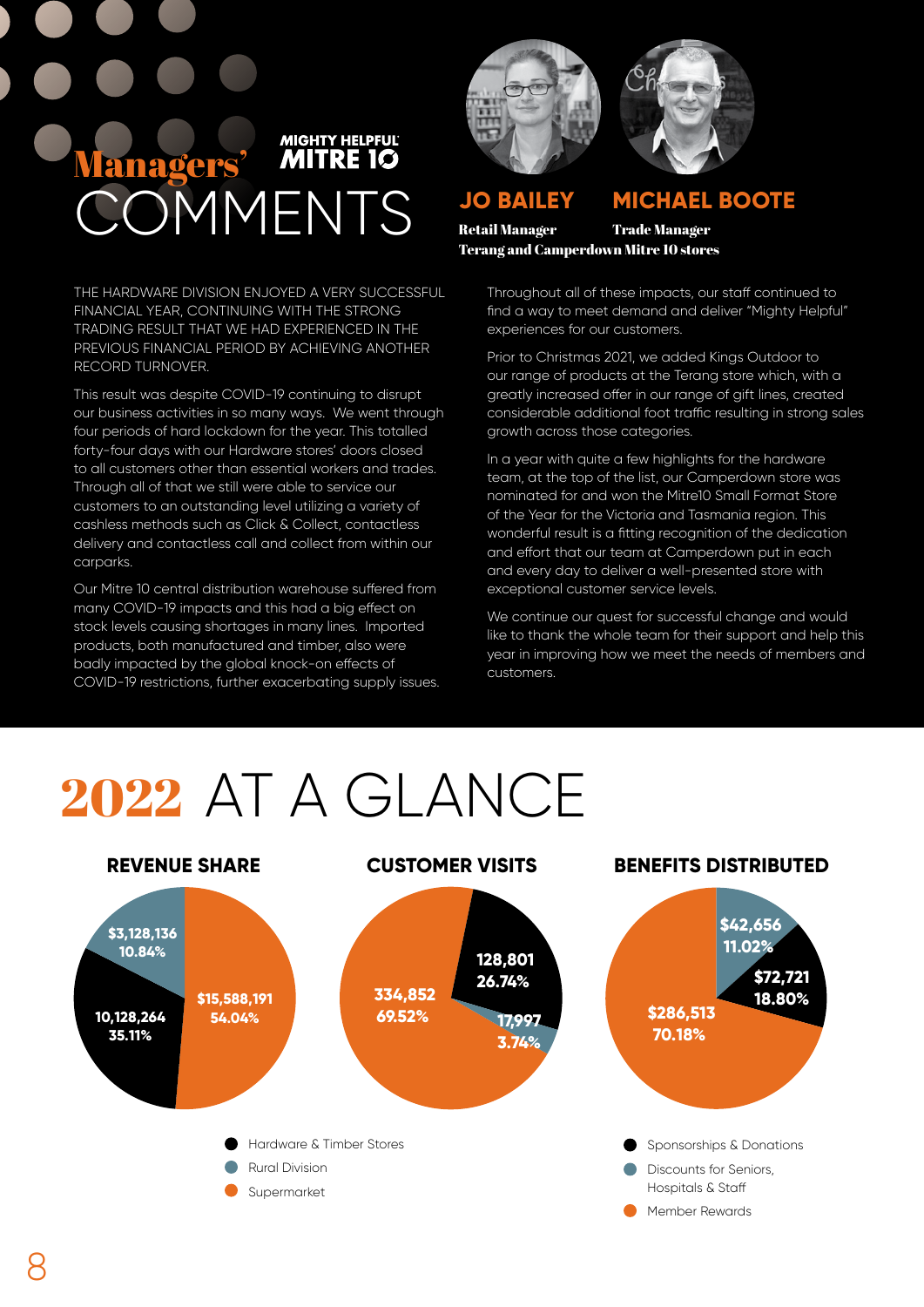# Managers' COMMENTS

MIGHTY HELPFUL MITRE 10

**JO BAILEY**
Retail Manager

**MICHAEL BOOTE**
Trade Manager

Terang and Camperdown Mitre 10 stores

THE HARDWARE DIVISION ENJOYED A VERY SUCCESSFUL FINANCIAL YEAR, CONTINUING WITH THE STRONG TRADING RESULT THAT WE HAD EXPERIENCED IN THE PREVIOUS FINANCIAL PERIOD BY ACHIEVING ANOTHER RECORD TURNOVER.

This result was despite COVID-19 continuing to disrupt our business activities in so many ways. We went through four periods of hard lockdown for the year. This totalled forty-four days with our Hardware stores' doors closed to all customers other than essential workers and trades. Through all of that we still were able to service our customers to an outstanding level utilizing a variety of cashless methods such as Click & Collect, contactless delivery and contactless call and collect from within our carparks.

Our Mitre 10 central distribution warehouse suffered from many COVID-19 impacts and this had a big effect on stock levels causing shortages in many lines. Imported products, both manufactured and timber, also were badly impacted by the global knock-on effects of COVID-19 restrictions, further exacerbating supply issues.

Throughout all of these impacts, our staff continued to find a way to meet demand and deliver "Mighty Helpful" experiences for our customers.

Prior to Christmas 2021, we added Kings Outdoor to our range of products at the Terang store which, with a greatly increased offer in our range of gift lines, created considerable additional foot traffic resulting in strong sales growth across those categories.

In a year with quite a few highlights for the hardware team, at the top of the list, our Camperdown store was nominated for and won the Mitre10 Small Format Store of the Year for the Victoria and Tasmania region. This wonderful result is a fitting recognition of the dedication and effort that our team at Camperdown put in each and every day to deliver a well-presented store with exceptional customer service levels.

We continue our quest for successful change and would like to thank the whole team for their support and help this year in improving how we meet the needs of members and customers.

# 2022 AT A GLANCE

## REVENUE SHARE

| Division | Revenue | Share |
|---|---|---|
| Hardware & Timber Stores | 10,128,264 | 35.11% |
| Rural Division | $3,128,136 | 10.84% |
| Supermarket | $15,588,191 | 54.04% |

## CUSTOMER VISITS

| Division | Visits | Share |
|---|---|---|
| Hardware & Timber Stores | 128,801 | 26.74% |
| Rural Division | 17,997 | 3.74% |
| Supermarket | 334,852 | 69.52% |

## BENEFITS DISTRIBUTED

| Benefit | Amount | Share |
|---|---|---|
| Sponsorships & Donations | $72,721 | 18.80% |
| Discounts for Seniors, Hospitals & Staff | $42,656 | 11.02% |
| Member Rewards | $286,513 | 70.18% |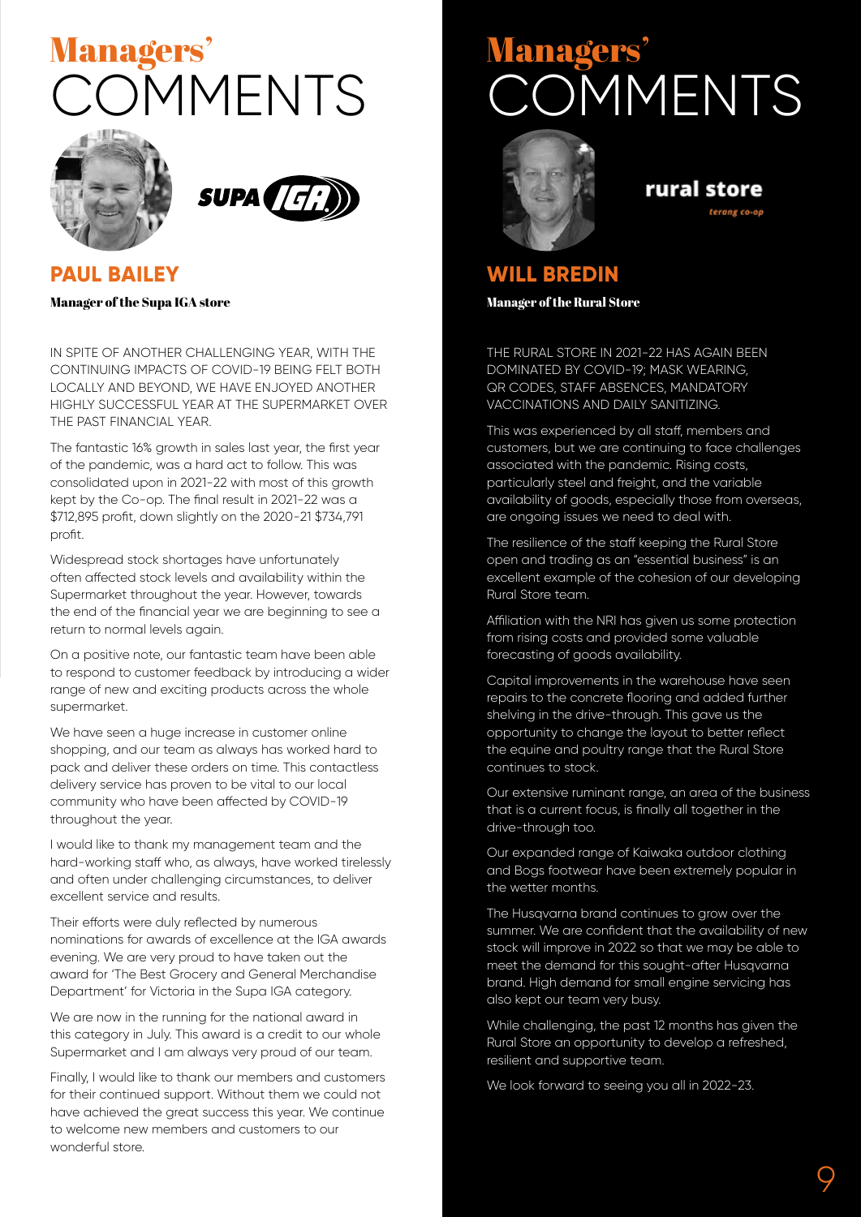# Managers' COMMENTS

SUPA IGA

## PAUL BAILEY

**Manager of the Supa IGA store**

IN SPITE OF ANOTHER CHALLENGING YEAR, WITH THE CONTINUING IMPACTS OF COVID-19 BEING FELT BOTH LOCALLY AND BEYOND, WE HAVE ENJOYED ANOTHER HIGHLY SUCCESSFUL YEAR AT THE SUPERMARKET OVER THE PAST FINANCIAL YEAR.

The fantastic 16% growth in sales last year, the first year of the pandemic, was a hard act to follow. This was consolidated upon in 2021-22 with most of this growth kept by the Co-op. The final result in 2021-22 was a $712,895 profit, down slightly on the 2020-21 $734,791 profit.

Widespread stock shortages have unfortunately often affected stock levels and availability within the Supermarket throughout the year. However, towards the end of the financial year we are beginning to see a return to normal levels again.

On a positive note, our fantastic team have been able to respond to customer feedback by introducing a wider range of new and exciting products across the whole supermarket.

We have seen a huge increase in customer online shopping, and our team as always has worked hard to pack and deliver these orders on time. This contactless delivery service has proven to be vital to our local community who have been affected by COVID-19 throughout the year.

I would like to thank my management team and the hard-working staff who, as always, have worked tirelessly and often under challenging circumstances, to deliver excellent service and results.

Their efforts were duly reflected by numerous nominations for awards of excellence at the IGA awards evening. We are very proud to have taken out the award for 'The Best Grocery and General Merchandise Department' for Victoria in the Supa IGA category.

We are now in the running for the national award in this category in July. This award is a credit to our whole Supermarket and I am always very proud of our team.

Finally, I would like to thank our members and customers for their continued support. Without them we could not have achieved the great success this year. We continue to welcome new members and customers to our wonderful store.

# Managers' COMMENTS

rural store
terang co-op

## WILL BREDIN

**Manager of the Rural Store**

THE RURAL STORE IN 2021-22 HAS AGAIN BEEN DOMINATED BY COVID-19; MASK WEARING, QR CODES, STAFF ABSENCES, MANDATORY VACCINATIONS AND DAILY SANITIZING.

This was experienced by all staff, members and customers, but we are continuing to face challenges associated with the pandemic. Rising costs, particularly steel and freight, and the variable availability of goods, especially those from overseas, are ongoing issues we need to deal with.

The resilience of the staff keeping the Rural Store open and trading as an "essential business" is an excellent example of the cohesion of our developing Rural Store team.

Affiliation with the NRI has given us some protection from rising costs and provided some valuable forecasting of goods availability.

Capital improvements in the warehouse have seen repairs to the concrete flooring and added further shelving in the drive-through. This gave us the opportunity to change the layout to better reflect the equine and poultry range that the Rural Store continues to stock.

Our extensive ruminant range, an area of the business that is a current focus, is finally all together in the drive-through too.

Our expanded range of Kaiwaka outdoor clothing and Bogs footwear have been extremely popular in the wetter months.

The Husqvarna brand continues to grow over the summer. We are confident that the availability of new stock will improve in 2022 so that we may be able to meet the demand for this sought-after Husqvarna brand. High demand for small engine servicing has also kept our team very busy.

While challenging, the past 12 months has given the Rural Store an opportunity to develop a refreshed, resilient and supportive team.

We look forward to seeing you all in 2022-23.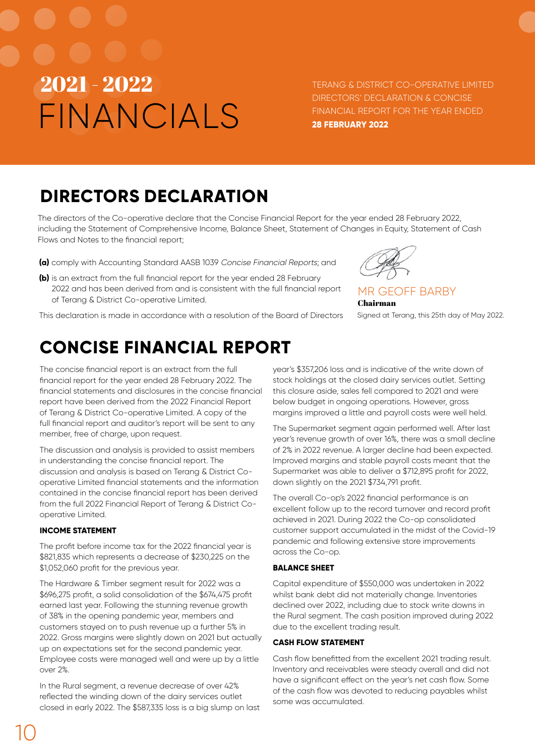# 2021 - 2022 FINANCIALS

TERANG & DISTRICT CO-OPERATIVE LIMITED
DIRECTORS' DECLARATION & CONCISE FINANCIAL REPORT FOR THE YEAR ENDED
**28 FEBRUARY 2022**

## DIRECTORS DECLARATION

The directors of the Co-operative declare that the Concise Financial Report for the year ended 28 February 2022, including the Statement of Comprehensive Income, Balance Sheet, Statement of Changes in Equity, Statement of Cash Flows and Notes to the financial report;

**(a)** comply with Accounting Standard AASB 1039 *Concise Financial Reports*; and

**(b)** is an extract from the full financial report for the year ended 28 February 2022 and has been derived from and is consistent with the full financial report of Terang & District Co-operative Limited.

This declaration is made in accordance with a resolution of the Board of Directors

MR GEOFF BARBY
**Chairman**
Signed at Terang, this 25th day of May 2022.

## CONCISE FINANCIAL REPORT

The concise financial report is an extract from the full financial report for the year ended 28 February 2022. The financial statements and disclosures in the concise financial report have been derived from the 2022 Financial Report of Terang & District Co-operative Limited. A copy of the full financial report and auditor's report will be sent to any member, free of charge, upon request.

The discussion and analysis is provided to assist members in understanding the concise financial report. The discussion and analysis is based on Terang & District Co-operative Limited financial statements and the information contained in the concise financial report has been derived from the full 2022 Financial Report of Terang & District Co-operative Limited.

### INCOME STATEMENT

The profit before income tax for the 2022 financial year is $821,835 which represents a decrease of $230,225 on the $1,052,060 profit for the previous year.

The Hardware & Timber segment result for 2022 was a $696,275 profit, a solid consolidation of the $674,475 profit earned last year. Following the stunning revenue growth of 38% in the opening pandemic year, members and customers stayed on to push revenue up a further 5% in 2022. Gross margins were slightly down on 2021 but actually up on expectations set for the second pandemic year. Employee costs were managed well and were up by a little over 2%.

In the Rural segment, a revenue decrease of over 42% reflected the winding down of the dairy services outlet closed in early 2022. The $587,335 loss is a big slump on last year's $357,206 loss and is indicative of the write down of stock holdings at the closed dairy services outlet. Setting this closure aside, sales fell compared to 2021 and were below budget in ongoing operations. However, gross margins improved a little and payroll costs were well held.

The Supermarket segment again performed well. After last year's revenue growth of over 16%, there was a small decline of 2% in 2022 revenue. A larger decline had been expected. Improved margins and stable payroll costs meant that the Supermarket was able to deliver a $712,895 profit for 2022, down slightly on the 2021 $734,791 profit.

The overall Co-op's 2022 financial performance is an excellent follow up to the record turnover and record profit achieved in 2021. During 2022 the Co-op consolidated customer support accumulated in the midst of the Covid-19 pandemic and following extensive store improvements across the Co-op.

### BALANCE SHEET

Capital expenditure of $550,000 was undertaken in 2022 whilst bank debt did not materially change. Inventories declined over 2022, including due to stock write downs in the Rural segment. The cash position improved during 2022 due to the excellent trading result.

### CASH FLOW STATEMENT

Cash flow benefitted from the excellent 2021 trading result. Inventory and receivables were steady overall and did not have a significant effect on the year's net cash flow. Some of the cash flow was devoted to reducing payables whilst some was accumulated.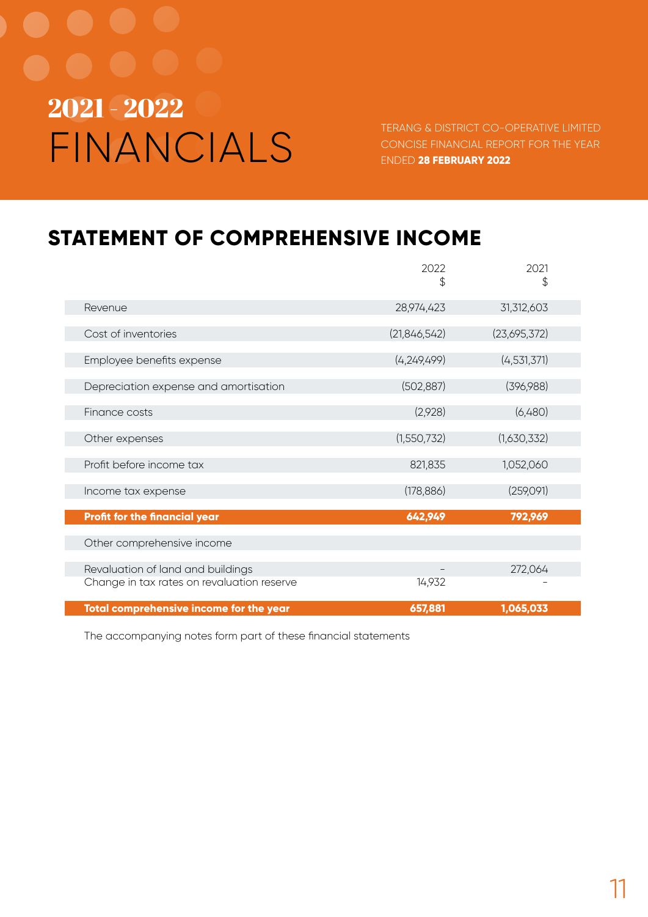# 2021 - 2022 FINANCIALS

TERANG & DISTRICT CO-OPERATIVE LIMITED
CONCISE FINANCIAL REPORT FOR THE YEAR ENDED **28 FEBRUARY 2022**

## STATEMENT OF COMPREHENSIVE INCOME

| | 2022 $ | 2021 $ |
|---|---|---|
| Revenue | 28,974,423 | 31,312,603 |
| Cost of inventories | (21,846,542) | (23,695,372) |
| Employee benefits expense | (4,249,499) | (4,531,371) |
| Depreciation expense and amortisation | (502,887) | (396,988) |
| Finance costs | (2,928) | (6,480) |
| Other expenses | (1,550,732) | (1,630,332) |
| Profit before income tax | 821,835 | 1,052,060 |
| Income tax expense | (178,886) | (259,091) |
| **Profit for the financial year** | **642,949** | **792,969** |
| Other comprehensive income | | |
| Revaluation of land and buildings | – | 272,064 |
| Change in tax rates on revaluation reserve | 14,932 | – |
| **Total comprehensive income for the year** | **657,881** | **1,065,033** |

The accompanying notes form part of these financial statements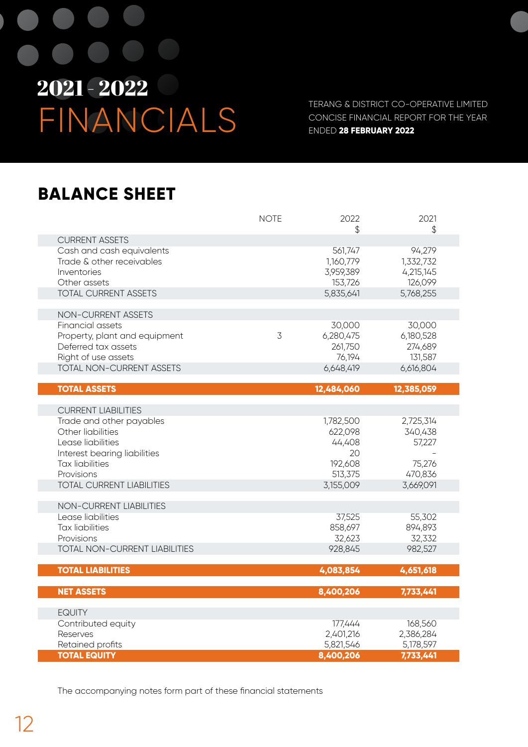# 2021 - 2022 FINANCIALS

TERANG & DISTRICT CO-OPERATIVE LIMITED
CONCISE FINANCIAL REPORT FOR THE YEAR ENDED **28 FEBRUARY 2022**

## BALANCE SHEET

| | NOTE | 2022 $ | 2021 $ |
|---|---|---|---|
| CURRENT ASSETS | | | |
| Cash and cash equivalents | | 561,747 | 94,279 |
| Trade & other receivables | | 1,160,779 | 1,332,732 |
| Inventories | | 3,959,389 | 4,215,145 |
| Other assets | | 153,726 | 126,099 |
| TOTAL CURRENT ASSETS | | 5,835,641 | 5,768,255 |
| | | | |
| NON-CURRENT ASSETS | | | |
| Financial assets | | 30,000 | 30,000 |
| Property, plant and equipment | 3 | 6,280,475 | 6,180,528 |
| Deferred tax assets | | 261,750 | 274,689 |
| Right of use assets | | 76,194 | 131,587 |
| TOTAL NON-CURRENT ASSETS | | 6,648,419 | 6,616,804 |
| | | | |
| **TOTAL ASSETS** | | **12,484,060** | **12,385,059** |
| | | | |
| CURRENT LIABILITIES | | | |
| Trade and other payables | | 1,782,500 | 2,725,314 |
| Other liabilities | | 622,098 | 340,438 |
| Lease liabilities | | 44,408 | 57,227 |
| Interest bearing liabilities | | 20 | - |
| Tax liabilities | | 192,608 | 75,276 |
| Provisions | | 513,375 | 470,836 |
| TOTAL CURRENT LIABILITIES | | 3,155,009 | 3,669,091 |
| | | | |
| NON-CURRENT LIABILITIES | | | |
| Lease liabilities | | 37,525 | 55,302 |
| Tax liabilities | | 858,697 | 894,893 |
| Provisions | | 32,623 | 32,332 |
| TOTAL NON-CURRENT LIABILITIES | | 928,845 | 982,527 |
| | | | |
| **TOTAL LIABILITIES** | | **4,083,854** | **4,651,618** |
| | | | |
| **NET ASSETS** | | **8,400,206** | **7,733,441** |
| | | | |
| EQUITY | | | |
| Contributed equity | | 177,444 | 168,560 |
| Reserves | | 2,401,216 | 2,386,284 |
| Retained profits | | 5,821,546 | 5,178,597 |
| **TOTAL EQUITY** | | **8,400,206** | **7,733,441** |

The accompanying notes form part of these financial statements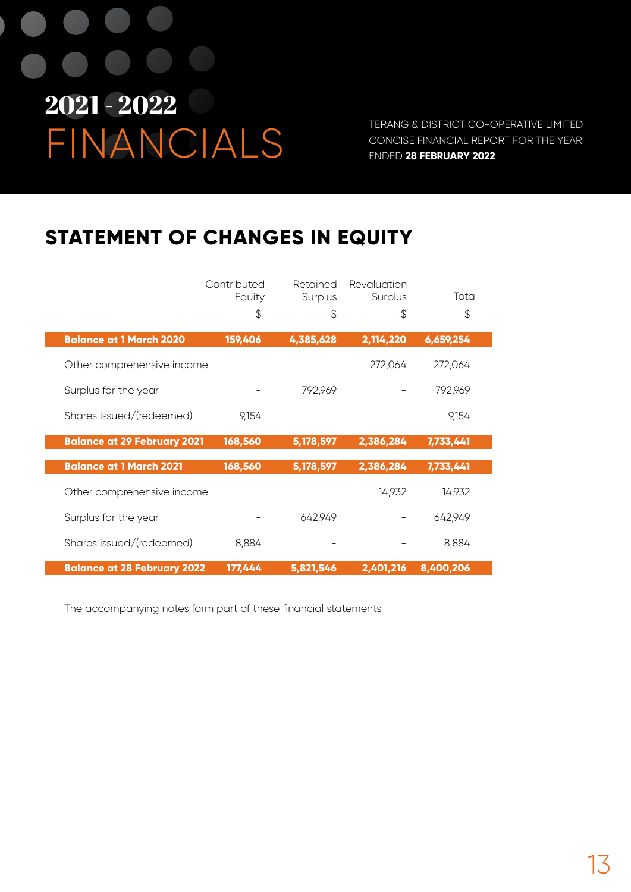# 2021 - 2022 FINANCIALS

TERANG & DISTRICT CO-OPERATIVE LIMITED
CONCISE FINANCIAL REPORT FOR THE YEAR ENDED **28 FEBRUARY 2022**

## STATEMENT OF CHANGES IN EQUITY

| | Contributed Equity $ | Retained Surplus $ | Revaluation Surplus $ | Total $ |
|---|---|---|---|---|
| **Balance at 1 March 2020** | **159,406** | **4,385,628** | **2,114,220** | **6,659,254** |
| Other comprehensive income | - | - | 272,064 | 272,064 |
| Surplus for the year | - | 792,969 | - | 792,969 |
| Shares issued/(redeemed) | 9,154 | - | - | 9,154 |
| **Balance at 29 February 2021** | **168,560** | **5,178,597** | **2,386,284** | **7,733,441** |
| **Balance at 1 March 2021** | **168,560** | **5,178,597** | **2,386,284** | **7,733,441** |
| Other comprehensive income | - | - | 14,932 | 14,932 |
| Surplus for the year | - | 642,949 | - | 642,949 |
| Shares issued/(redeemed) | 8,884 | - | - | 8,884 |
| **Balance at 28 February 2022** | **177,444** | **5,821,546** | **2,401,216** | **8,400,206** |

The accompanying notes form part of these financial statements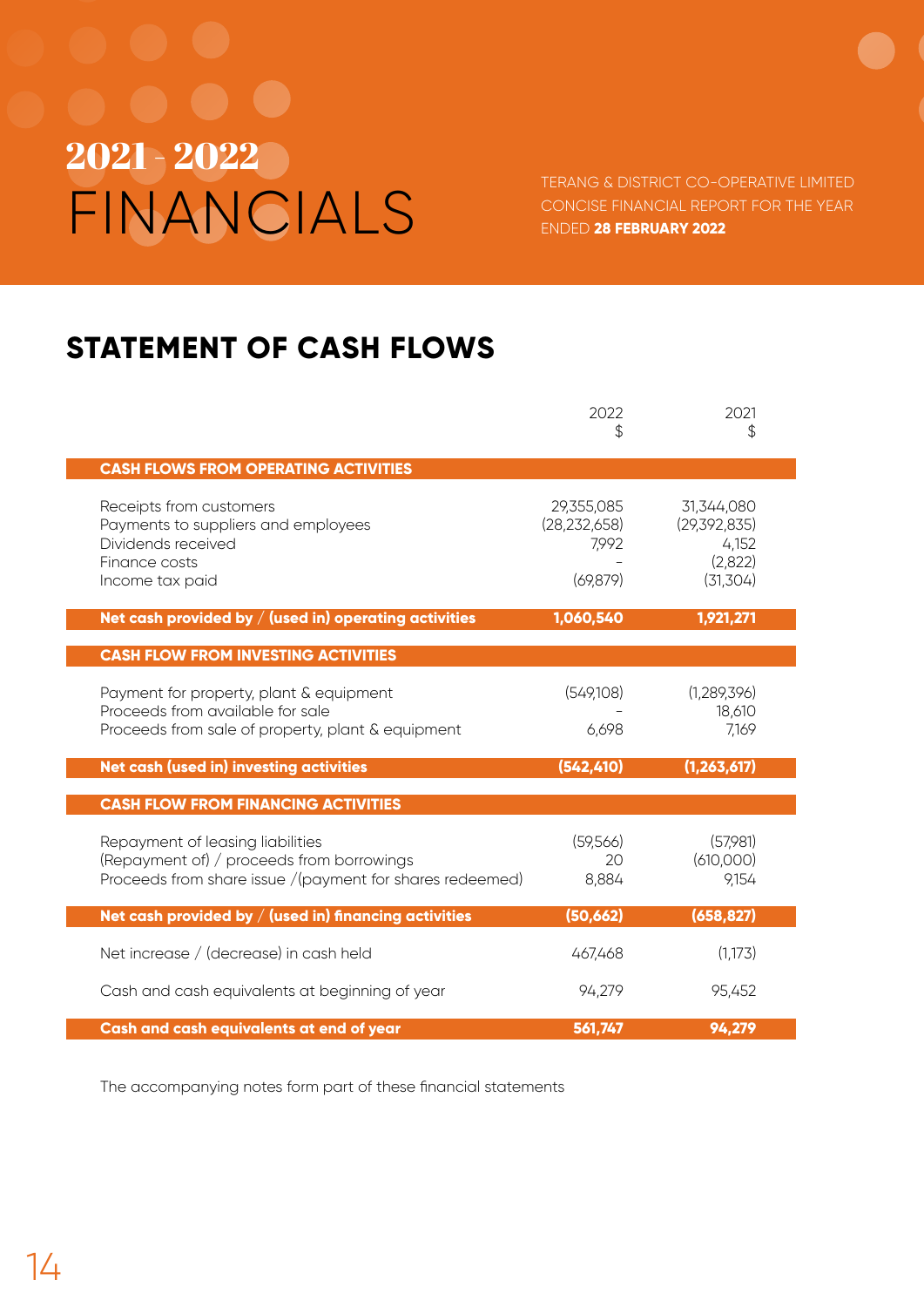# 2021 - 2022 FINANCIALS

TERANG & DISTRICT CO-OPERATIVE LIMITED
CONCISE FINANCIAL REPORT FOR THE YEAR ENDED **28 FEBRUARY 2022**

## STATEMENT OF CASH FLOWS

| | 2022 $ | 2021 $ |
|---|---|---|
| **CASH FLOWS FROM OPERATING ACTIVITIES** | | |
| Receipts from customers | 29,355,085 | 31,344,080 |
| Payments to suppliers and employees | (28,232,658) | (29,392,835) |
| Dividends received | 7,992 | 4,152 |
| Finance costs | - | (2,822) |
| Income tax paid | (69,879) | (31,304) |
| **Net cash provided by / (used in) operating activities** | **1,060,540** | **1,921,271** |
| **CASH FLOW FROM INVESTING ACTIVITIES** | | |
| Payment for property, plant & equipment | (549,108) | (1,289,396) |
| Proceeds from available for sale | - | 18,610 |
| Proceeds from sale of property, plant & equipment | 6,698 | 7,169 |
| **Net cash (used in) investing activities** | **(542,410)** | **(1,263,617)** |
| **CASH FLOW FROM FINANCING ACTIVITIES** | | |
| Repayment of leasing liabilities | (59,566) | (57,981) |
| (Repayment of) / proceeds from borrowings | 20 | (610,000) |
| Proceeds from share issue /(payment for shares redeemed) | 8,884 | 9,154 |
| **Net cash provided by / (used in) financing activities** | **(50,662)** | **(658,827)** |
| Net increase / (decrease) in cash held | 467,468 | (1,173) |
| Cash and cash equivalents at beginning of year | 94,279 | 95,452 |
| **Cash and cash equivalents at end of year** | **561,747** | **94,279** |

The accompanying notes form part of these financial statements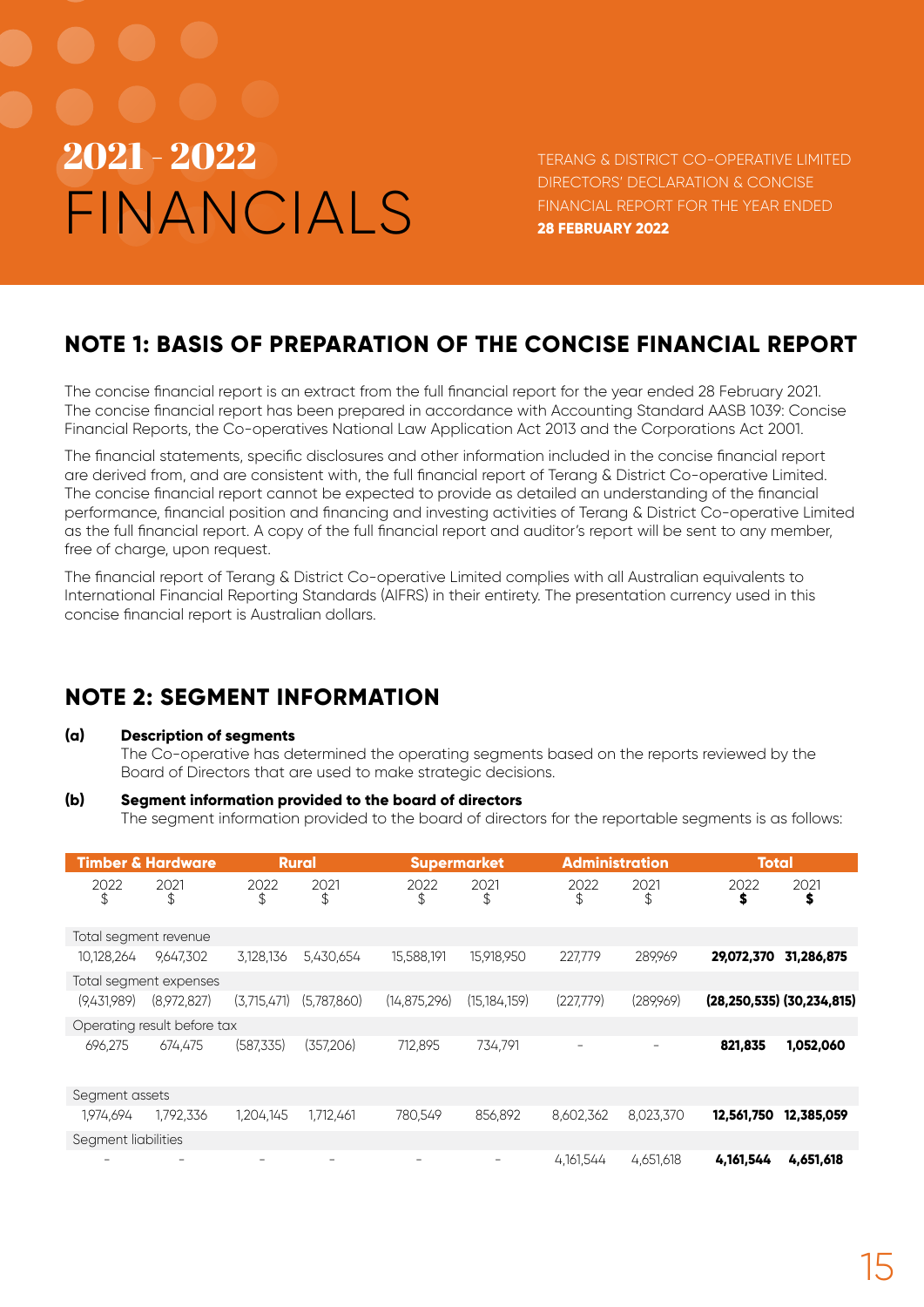# 2021 - 2022 FINANCIALS

TERANG & DISTRICT CO-OPERATIVE LIMITED DIRECTORS' DECLARATION & CONCISE FINANCIAL REPORT FOR THE YEAR ENDED **28 FEBRUARY 2022**

## NOTE 1: BASIS OF PREPARATION OF THE CONCISE FINANCIAL REPORT

The concise financial report is an extract from the full financial report for the year ended 28 February 2021. The concise financial report has been prepared in accordance with Accounting Standard AASB 1039: Concise Financial Reports, the Co-operatives National Law Application Act 2013 and the Corporations Act 2001.

The financial statements, specific disclosures and other information included in the concise financial report are derived from, and are consistent with, the full financial report of Terang & District Co-operative Limited. The concise financial report cannot be expected to provide as detailed an understanding of the financial performance, financial position and financing and investing activities of Terang & District Co-operative Limited as the full financial report. A copy of the full financial report and auditor's report will be sent to any member, free of charge, upon request.

The financial report of Terang & District Co-operative Limited complies with all Australian equivalents to International Financial Reporting Standards (AIFRS) in their entirety. The presentation currency used in this concise financial report is Australian dollars.

## NOTE 2: SEGMENT INFORMATION

**(a) Description of segments**

The Co-operative has determined the operating segments based on the reports reviewed by the Board of Directors that are used to make strategic decisions.

**(b) Segment information provided to the board of directors**

The segment information provided to the board of directors for the reportable segments is as follows:

| Timber & Hardware | | Rural | | Supermarket | | Administration | | Total | |
|---|---|---|---|---|---|---|---|---|---|
| 2022 $ | 2021 $ | 2022 $ | 2021 $ | 2022 $ | 2021 $ | 2022 $ | 2021 $ | **2022 $** | **2021 $** |
| Total segment revenue | | | | | | | | | |
| 10,128,264 | 9,647,302 | 3,128,136 | 5,430,654 | 15,588,191 | 15,918,950 | 227,779 | 289,969 | **29,072,370** | **31,286,875** |
| Total segment expenses | | | | | | | | | |
| (9,431,989) | (8,972,827) | (3,715,471) | (5,787,860) | (14,875,296) | (15,184,159) | (227,779) | (289,969) | **(28,250,535)** | **(30,234,815)** |
| Operating result before tax | | | | | | | | | |
| 696,275 | 674,475 | (587,335) | (357,206) | 712,895 | 734,791 | - | - | **821,835** | **1,052,060** |
| Segment assets | | | | | | | | | |
| 1,974,694 | 1,792,336 | 1,204,145 | 1,712,461 | 780,549 | 856,892 | 8,602,362 | 8,023,370 | **12,561,750** | **12,385,059** |
| Segment liabilities | | | | | | | | | |
| - | - | - | - | - | - | 4,161,544 | 4,651,618 | **4,161,544** | **4,651,618** |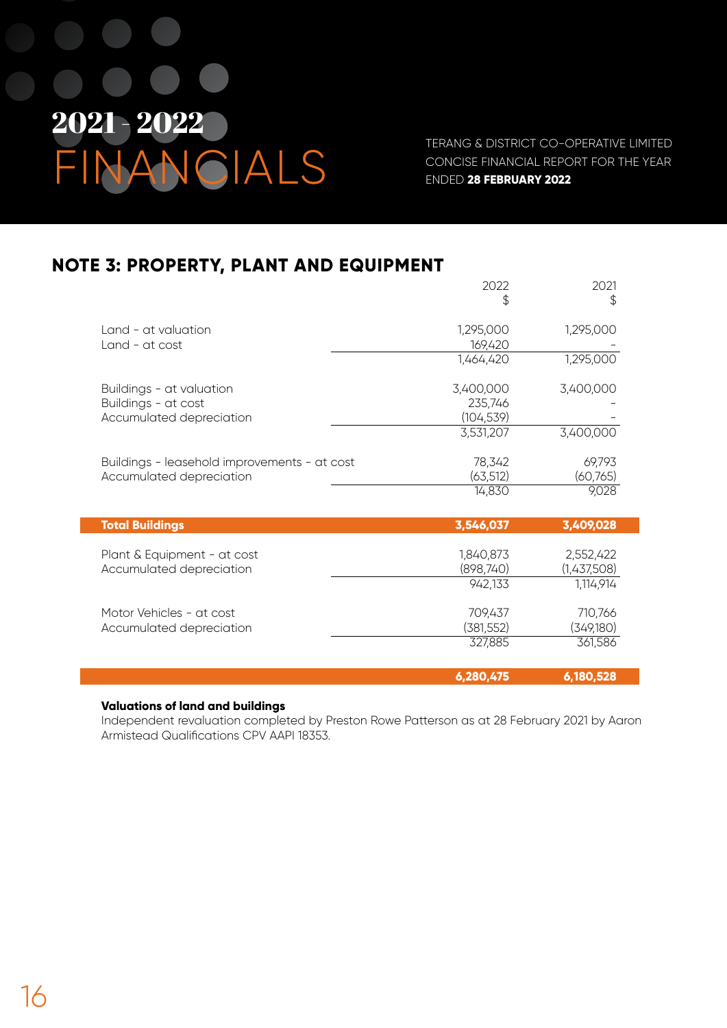# 2021 - 2022 FINANCIALS

TERANG & DISTRICT CO-OPERATIVE LIMITED
CONCISE FINANCIAL REPORT FOR THE YEAR
ENDED **28 FEBRUARY 2022**

## NOTE 3: PROPERTY, PLANT AND EQUIPMENT

| | 2022 $ | 2021 $ |
|---|---|---|
| Land - at valuation | 1,295,000 | 1,295,000 |
| Land - at cost | 169,420 | - |
| | 1,464,420 | 1,295,000 |
| Buildings - at valuation | 3,400,000 | 3,400,000 |
| Buildings - at cost | 235,746 | - |
| Accumulated depreciation | (104,539) | - |
| | 3,531,207 | 3,400,000 |
| Buildings - leasehold improvements - at cost | 78,342 | 69,793 |
| Accumulated depreciation | (63,512) | (60,765) |
| | 14,830 | 9,028 |
| **Total Buildings** | **3,546,037** | **3,409,028** |
| Plant & Equipment - at cost | 1,840,873 | 2,552,422 |
| Accumulated depreciation | (898,740) | (1,437,508) |
| | 942,133 | 1,114,914 |
| Motor Vehicles - at cost | 709,437 | 710,766 |
| Accumulated depreciation | (381,552) | (349,180) |
| | 327,885 | 361,586 |
| | **6,280,475** | **6,180,528** |

**Valuations of land and buildings**
Independent revaluation completed by Preston Rowe Patterson as at 28 February 2021 by Aaron Armistead Qualifications CPV AAPI 18353.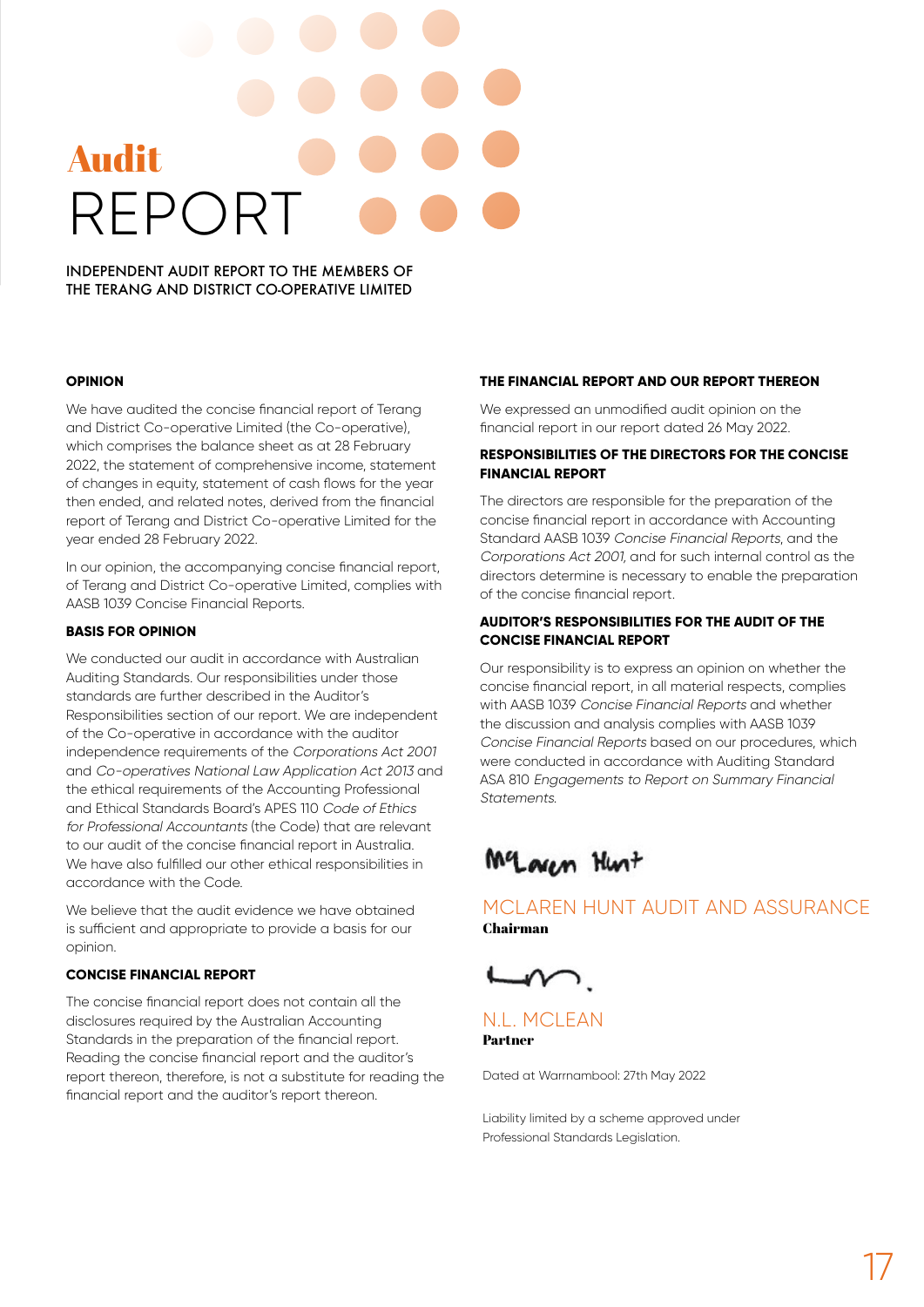# Audit REPORT

INDEPENDENT AUDIT REPORT TO THE MEMBERS OF THE TERANG AND DISTRICT CO-OPERATIVE LIMITED

## OPINION

We have audited the concise financial report of Terang and District Co-operative Limited (the Co-operative), which comprises the balance sheet as at 28 February 2022, the statement of comprehensive income, statement of changes in equity, statement of cash flows for the year then ended, and related notes, derived from the financial report of Terang and District Co-operative Limited for the year ended 28 February 2022.

In our opinion, the accompanying concise financial report, of Terang and District Co-operative Limited, complies with AASB 1039 Concise Financial Reports.

## BASIS FOR OPINION

We conducted our audit in accordance with Australian Auditing Standards. Our responsibilities under those standards are further described in the Auditor's Responsibilities section of our report. We are independent of the Co-operative in accordance with the auditor independence requirements of the *Corporations Act 2001* and *Co-operatives National Law Application Act 2013* and the ethical requirements of the Accounting Professional and Ethical Standards Board's APES 110 *Code of Ethics for Professional Accountants* (the Code) that are relevant to our audit of the concise financial report in Australia. We have also fulfilled our other ethical responsibilities in accordance with the Code.

We believe that the audit evidence we have obtained is sufficient and appropriate to provide a basis for our opinion.

## CONCISE FINANCIAL REPORT

The concise financial report does not contain all the disclosures required by the Australian Accounting Standards in the preparation of the financial report. Reading the concise financial report and the auditor's report thereon, therefore, is not a substitute for reading the financial report and the auditor's report thereon.

## THE FINANCIAL REPORT AND OUR REPORT THEREON

We expressed an unmodified audit opinion on the financial report in our report dated 26 May 2022.

## RESPONSIBILITIES OF THE DIRECTORS FOR THE CONCISE FINANCIAL REPORT

The directors are responsible for the preparation of the concise financial report in accordance with Accounting Standard AASB 1039 *Concise Financial Reports*, and the *Corporations Act 2001,* and for such internal control as the directors determine is necessary to enable the preparation of the concise financial report.

## AUDITOR'S RESPONSIBILITIES FOR THE AUDIT OF THE CONCISE FINANCIAL REPORT

Our responsibility is to express an opinion on whether the concise financial report, in all material respects, complies with AASB 1039 *Concise Financial Reports* and whether the discussion and analysis complies with AASB 1039 *Concise Financial Reports* based on our procedures, which were conducted in accordance with Auditing Standard ASA 810 *Engagements to Report on Summary Financial Statements.*

McLaren Hunt

MCLAREN HUNT AUDIT AND ASSURANCE
**Chairman**

N.L. MCLEAN
**Partner**

Dated at Warrnambool: 27th May 2022

Liability limited by a scheme approved under Professional Standards Legislation.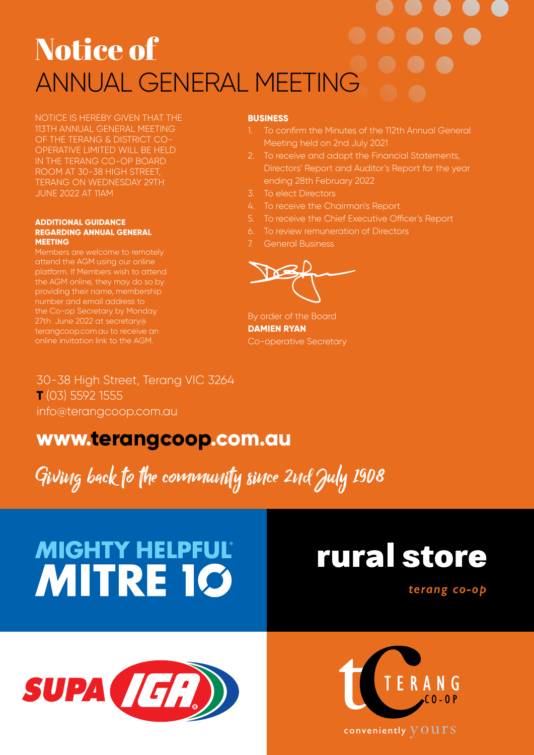# Notice of ANNUAL GENERAL MEETING

NOTICE IS HEREBY GIVEN THAT THE 113TH ANNUAL GENERAL MEETING OF THE TERANG & DISTRICT CO-OPERATIVE LIMITED WILL BE HELD IN THE TERANG CO-OP BOARD ROOM AT 30-38 HIGH STREET, TERANG ON WEDNESDAY 29TH JUNE 2022 AT 11AM

**ADDITIONAL GUIDANCE REGARDING ANNUAL GENERAL MEETING**

Members are welcome to remotely attend the AGM using our online platform. If Members wish to attend the AGM online, they may do so by providing their name, membership number and email address to the Co-op Secretary by Monday 27th June 2022 at secretary@terangcoop.com.au to receive an online invitation link to the AGM.

**BUSINESS**

1. To confirm the Minutes of the 112th Annual General Meeting held on 2nd July 2021
2. To receive and adopt the Financial Statements, Directors' Report and Auditor's Report for the year ending 28th February 2022
3. To elect Directors
4. To receive the Chairman's Report
5. To receive the Chief Executive Officer's Report
6. To review remuneration of Directors
7. General Business

By order of the Board
**DAMIEN RYAN**
Co-operative Secretary

30-38 High Street, Terang VIC 3264
**T** (03) 5592 1555
info@terangcoop.com.au

**www.terangcoop.com.au**

*Giving back to the community since 2nd July 1908*

MIGHTY HELPFUL® MITRE 10

rural store *terang co-op*

SUPA IGA

TERANG CO-OP conveniently yours